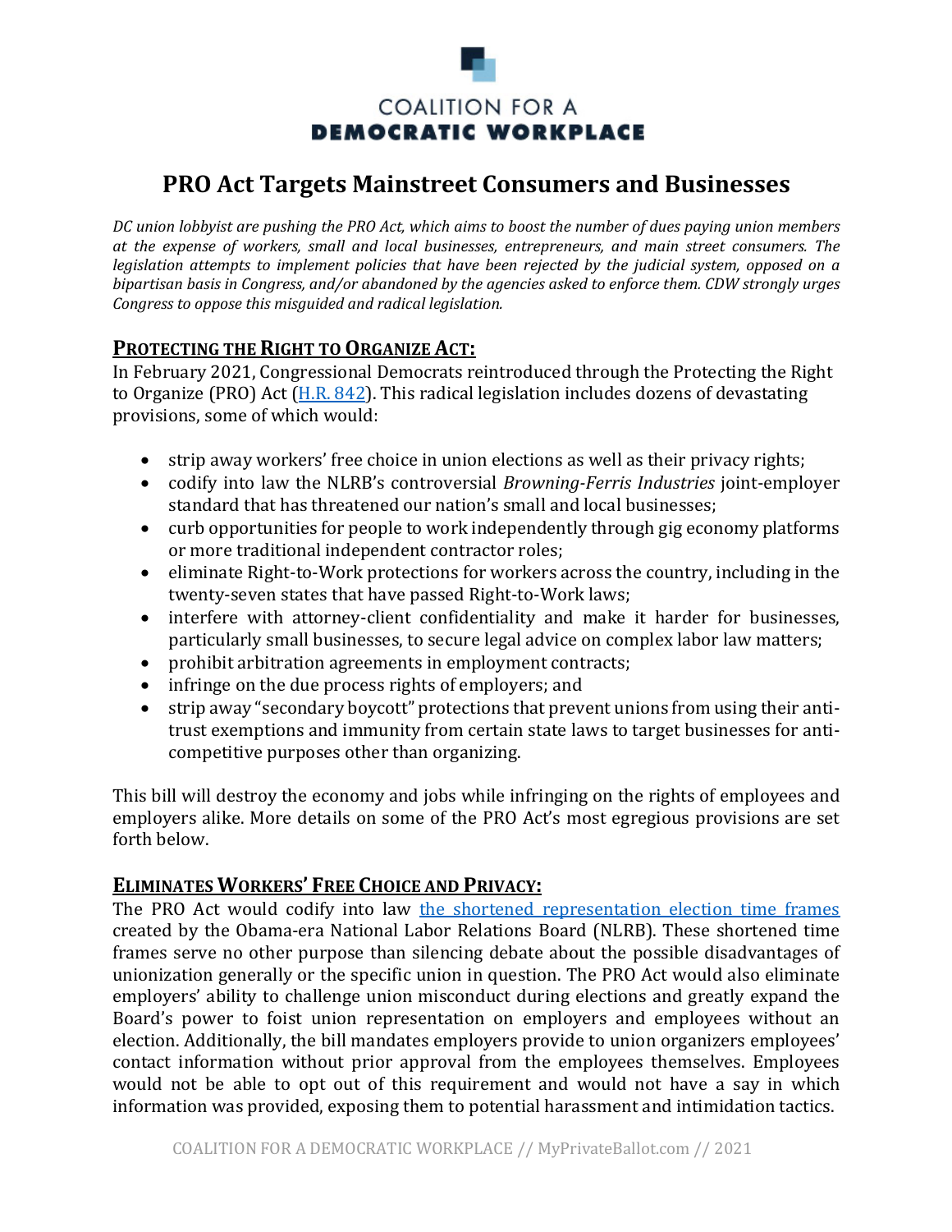# COALITION FOR A DEMOCRATIC WORKPLACE

## PRO Act Targets Mainstreet Consumers and Businesses

*DC union lobbyist are pushing the PRO Act, which aims to boost the number of dues paying union members at the expense of workers, small and local businesses, entrepreneurs, and main street consumers. The legislation attempts to implement policies that have been rejected by the judicial system, opposed on a bipartisan basis in Congress, and/or abandoned by the agencies asked to enforce them. CDW strongly urges Congress to oppose this misguided and radical legislation.*

### PROTECTING THE RIGHT TO ORGANIZE ACT:

In February 2021, Congressional Democrats reintroduced through the Protecting the Right to Organize (PRO) Act ([H.R. 842](H.R. 842)). This radical legislation includes dozens of devastating provisions, some of which would:

- strip away workers' free choice in union elections as well as their privacy rights;
- codify into law the NLRB's controversial *Browning-Ferris Industries* joint-employer standard that has threatened our nation's small and local businesses;
- curb opportunities for people to work independently through gig economy platforms or more traditional independent contractor roles;
- eliminate Right-to-Work protections for workers across the country, including in the twenty-seven states that have passed Right-to-Work laws;
- interfere with attorney-client confidentiality and make it harder for businesses, particularly small businesses, to secure legal advice on complex labor law matters;
- prohibit arbitration agreements in employment contracts;
- infringe on the due process rights of employers; and
- strip away "secondary boycott" protections that prevent unions from using their anti-trust exemptions and immunity from certain state laws to target businesses for anti-competitive purposes other than organizing.

This bill will destroy the economy and jobs while infringing on the rights of employees and employers alike. More details on some of the PRO Act's most egregious provisions are set forth below.

### ELIMINATES WORKERS' FREE CHOICE AND PRIVACY:

The PRO Act would codify into law the shortened representation election time frames created by the Obama-era National Labor Relations Board (NLRB). These shortened time frames serve no other purpose than silencing debate about the possible disadvantages of unionization generally or the specific union in question. The PRO Act would also eliminate employers' ability to challenge union misconduct during elections and greatly expand the Board's power to foist union representation on employers and employees without an election. Additionally, the bill mandates employers provide to union organizers employees' contact information without prior approval from the employees themselves. Employees would not be able to opt out of this requirement and would not have a say in which information was provided, exposing them to potential harassment and intimidation tactics.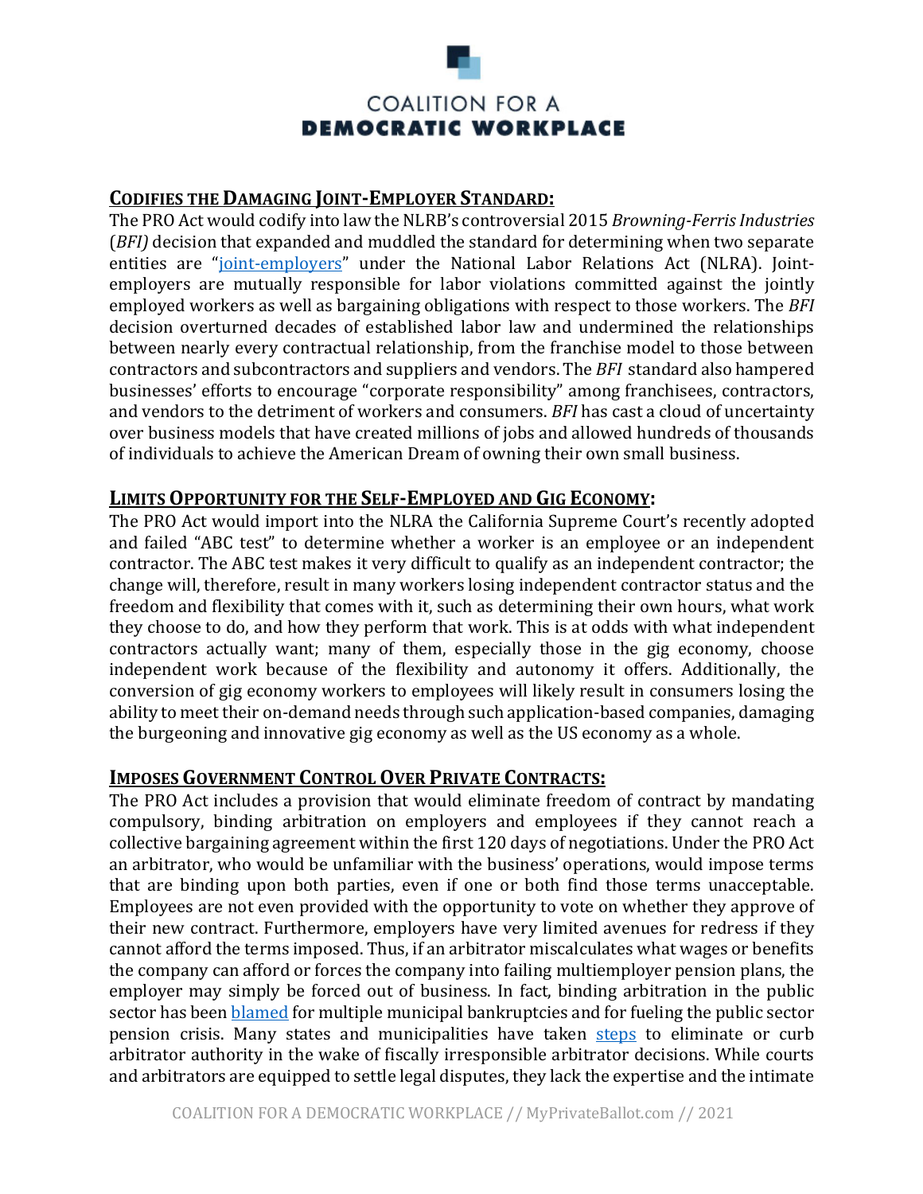# COALITION FOR A DEMOCRATIC WORKPLACE

## CODIFIES THE DAMAGING JOINT-EMPLOYER STANDARD:

The PRO Act would codify into law the NLRB's controversial 2015 *Browning-Ferris Industries* (*BFI)* decision that expanded and muddled the standard for determining when two separate entities are "joint-employers" under the National Labor Relations Act (NLRA). Joint-employers are mutually responsible for labor violations committed against the jointly employed workers as well as bargaining obligations with respect to those workers. The *BFI* decision overturned decades of established labor law and undermined the relationships between nearly every contractual relationship, from the franchise model to those between contractors and subcontractors and suppliers and vendors. The *BFI* standard also hampered businesses' efforts to encourage "corporate responsibility" among franchisees, contractors, and vendors to the detriment of workers and consumers. *BFI* has cast a cloud of uncertainty over business models that have created millions of jobs and allowed hundreds of thousands of individuals to achieve the American Dream of owning their own small business.

## LIMITS OPPORTUNITY FOR THE SELF-EMPLOYED AND GIG ECONOMY:

The PRO Act would import into the NLRA the California Supreme Court's recently adopted and failed "ABC test" to determine whether a worker is an employee or an independent contractor. The ABC test makes it very difficult to qualify as an independent contractor; the change will, therefore, result in many workers losing independent contractor status and the freedom and flexibility that comes with it, such as determining their own hours, what work they choose to do, and how they perform that work. This is at odds with what independent contractors actually want; many of them, especially those in the gig economy, choose independent work because of the flexibility and autonomy it offers. Additionally, the conversion of gig economy workers to employees will likely result in consumers losing the ability to meet their on-demand needs through such application-based companies, damaging the burgeoning and innovative gig economy as well as the US economy as a whole.

## IMPOSES GOVERNMENT CONTROL OVER PRIVATE CONTRACTS:

The PRO Act includes a provision that would eliminate freedom of contract by mandating compulsory, binding arbitration on employers and employees if they cannot reach a collective bargaining agreement within the first 120 days of negotiations. Under the PRO Act an arbitrator, who would be unfamiliar with the business' operations, would impose terms that are binding upon both parties, even if one or both find those terms unacceptable. Employees are not even provided with the opportunity to vote on whether they approve of their new contract. Furthermore, employers have very limited avenues for redress if they cannot afford the terms imposed. Thus, if an arbitrator miscalculates what wages or benefits the company can afford or forces the company into failing multiemployer pension plans, the employer may simply be forced out of business. In fact, binding arbitration in the public sector has been blamed for multiple municipal bankruptcies and for fueling the public sector pension crisis. Many states and municipalities have taken steps to eliminate or curb arbitrator authority in the wake of fiscally irresponsible arbitrator decisions. While courts and arbitrators are equipped to settle legal disputes, they lack the expertise and the intimate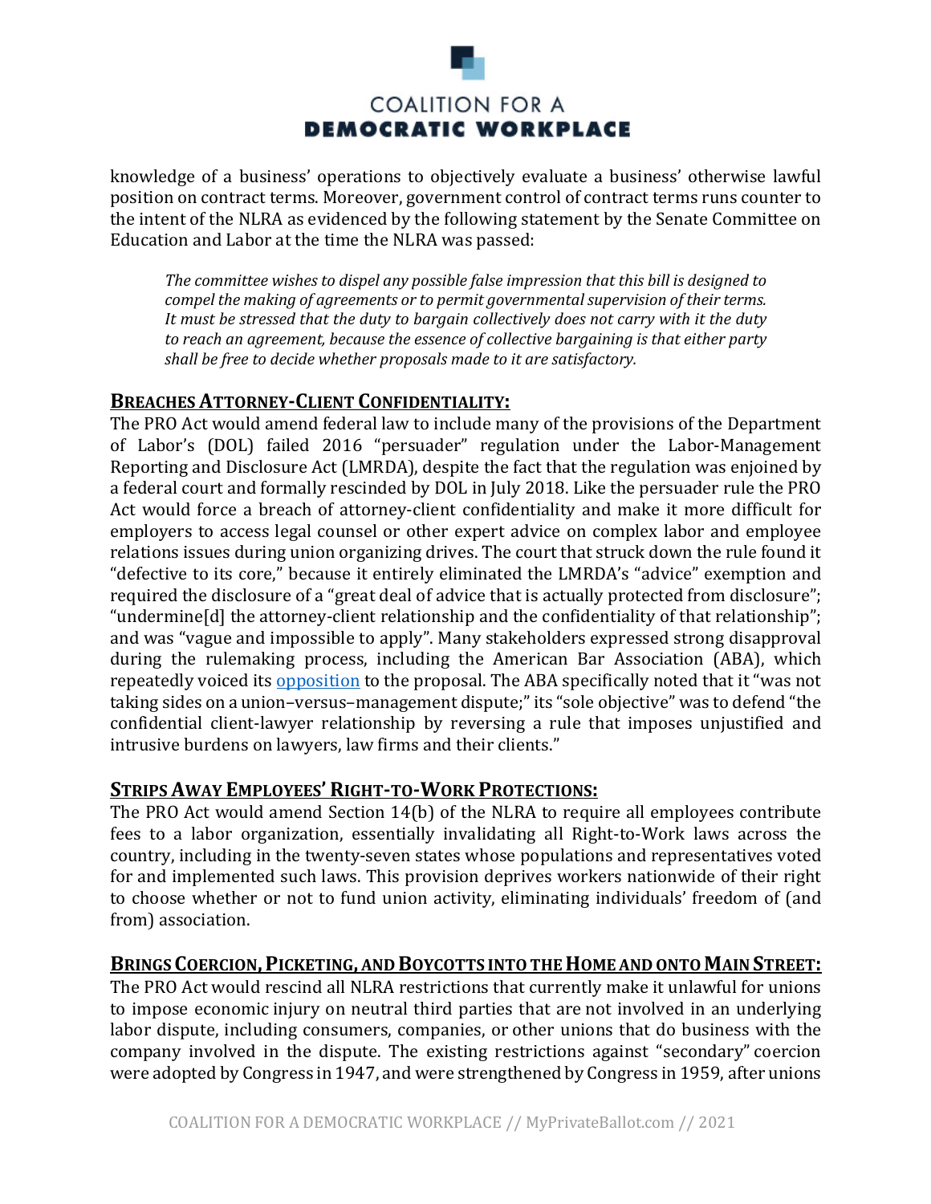knowledge of a business' operations to objectively evaluate a business' otherwise lawful position on contract terms. Moreover, government control of contract terms runs counter to the intent of the NLRA as evidenced by the following statement by the Senate Committee on Education and Labor at the time the NLRA was passed:

> *The committee wishes to dispel any possible false impression that this bill is designed to compel the making of agreements or to permit governmental supervision of their terms. It must be stressed that the duty to bargain collectively does not carry with it the duty to reach an agreement, because the essence of collective bargaining is that either party shall be free to decide whether proposals made to it are satisfactory.*

## **BREACHES ATTORNEY-CLIENT CONFIDENTIALITY:**

The PRO Act would amend federal law to include many of the provisions of the Department of Labor's (DOL) failed 2016 "persuader" regulation under the Labor-Management Reporting and Disclosure Act (LMRDA), despite the fact that the regulation was enjoined by a federal court and formally rescinded by DOL in July 2018. Like the persuader rule the PRO Act would force a breach of attorney-client confidentiality and make it more difficult for employers to access legal counsel or other expert advice on complex labor and employee relations issues during union organizing drives. The court that struck down the rule found it "defective to its core," because it entirely eliminated the LMRDA's "advice" exemption and required the disclosure of a "great deal of advice that is actually protected from disclosure"; "undermine[d] the attorney-client relationship and the confidentiality of that relationship"; and was "vague and impossible to apply". Many stakeholders expressed strong disapproval during the rulemaking process, including the American Bar Association (ABA), which repeatedly voiced its opposition to the proposal. The ABA specifically noted that it "was not taking sides on a union–versus–management dispute;" its "sole objective" was to defend "the confidential client-lawyer relationship by reversing a rule that imposes unjustified and intrusive burdens on lawyers, law firms and their clients."

## **STRIPS AWAY EMPLOYEES' RIGHT-TO-WORK PROTECTIONS:**

The PRO Act would amend Section 14(b) of the NLRA to require all employees contribute fees to a labor organization, essentially invalidating all Right-to-Work laws across the country, including in the twenty-seven states whose populations and representatives voted for and implemented such laws. This provision deprives workers nationwide of their right to choose whether or not to fund union activity, eliminating individuals' freedom of (and from) association.

## **BRINGS COERCION, PICKETING, AND BOYCOTTS INTO THE HOME AND ONTO MAIN STREET:**

The PRO Act would rescind all NLRA restrictions that currently make it unlawful for unions to impose economic injury on neutral third parties that are not involved in an underlying labor dispute, including consumers, companies, or other unions that do business with the company involved in the dispute. The existing restrictions against "secondary" coercion were adopted by Congress in 1947, and were strengthened by Congress in 1959, after unions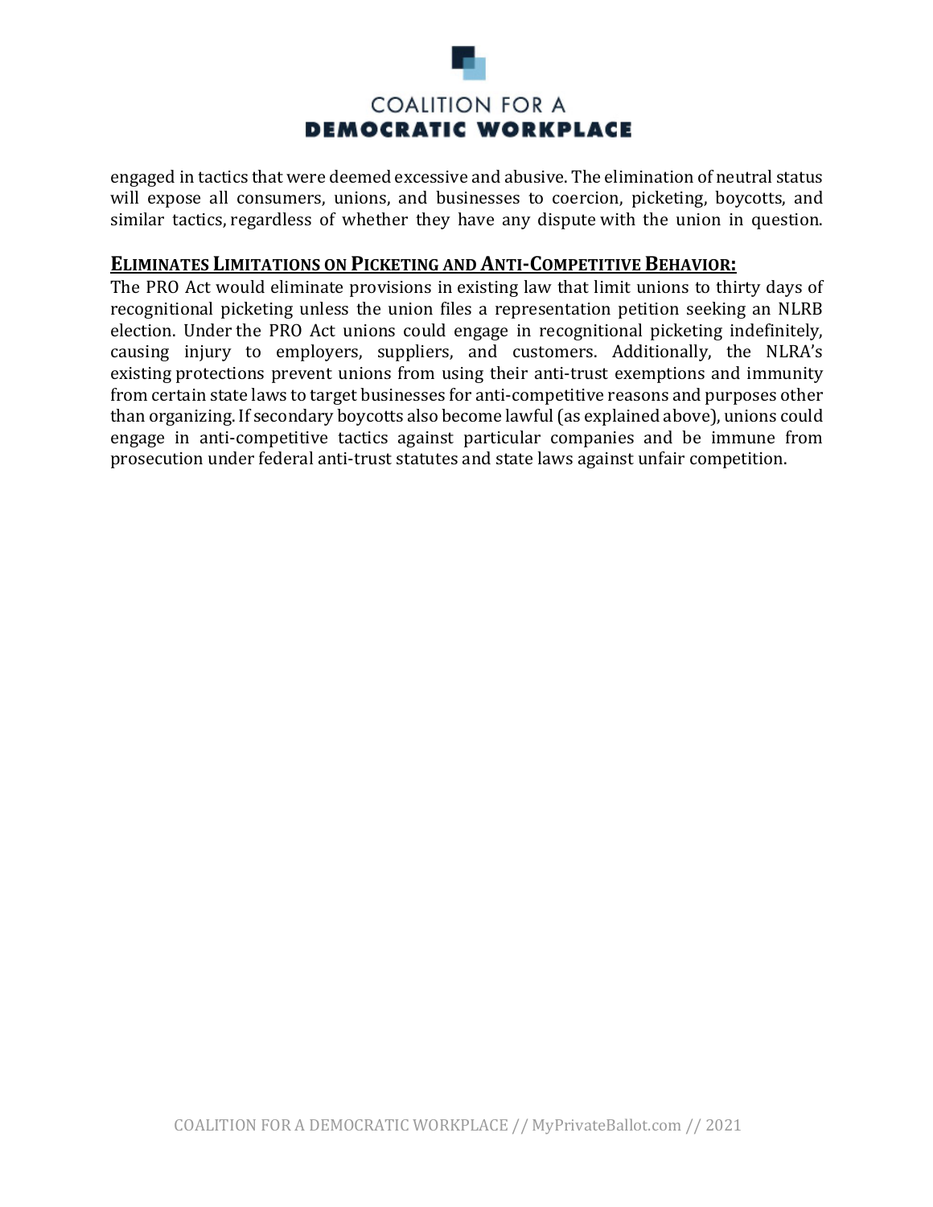engaged in tactics that were deemed excessive and abusive. The elimination of neutral status will expose all consumers, unions, and businesses to coercion, picketing, boycotts, and similar tactics, regardless of whether they have any dispute with the union in question.

## ELIMINATES LIMITATIONS ON PICKETING AND ANTI-COMPETITIVE BEHAVIOR:

The PRO Act would eliminate provisions in existing law that limit unions to thirty days of recognitional picketing unless the union files a representation petition seeking an NLRB election. Under the PRO Act unions could engage in recognitional picketing indefinitely, causing injury to employers, suppliers, and customers. Additionally, the NLRA's existing protections prevent unions from using their anti-trust exemptions and immunity from certain state laws to target businesses for anti-competitive reasons and purposes other than organizing. If secondary boycotts also become lawful (as explained above), unions could engage in anti-competitive tactics against particular companies and be immune from prosecution under federal anti-trust statutes and state laws against unfair competition.